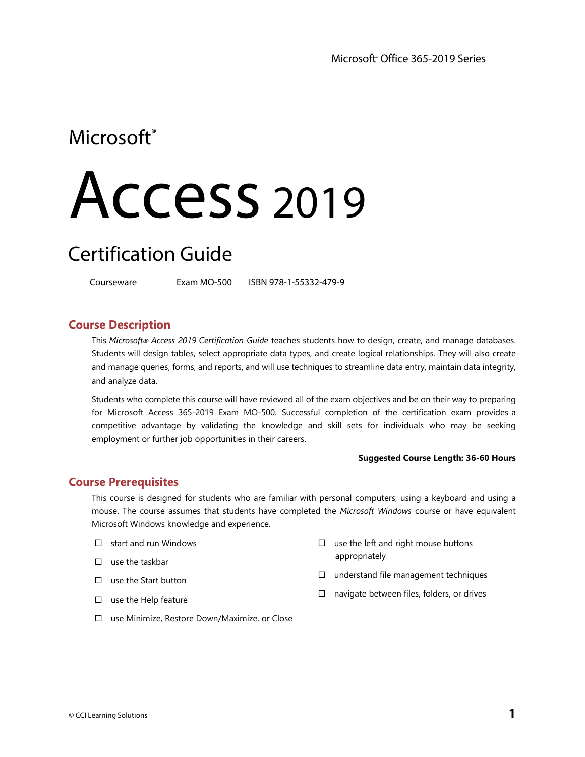Microsoft® Office 365-2019 Series

Microsoft®

# Access 2019

## Certification Guide

Courseware    Exam MO-500    ISBN 978-1-55332-479-9

## Course Description

This *Microsoft® Access 2019 Certification Guide* teaches students how to design, create, and manage databases. Students will design tables, select appropriate data types, and create logical relationships. They will also create and manage queries, forms, and reports, and will use techniques to streamline data entry, maintain data integrity, and analyze data.

Students who complete this course will have reviewed all of the exam objectives and be on their way to preparing for Microsoft Access 365-2019 Exam MO-500. Successful completion of the certification exam provides a competitive advantage by validating the knowledge and skill sets for individuals who may be seeking employment or further job opportunities in their careers.

**Suggested Course Length: 36-60 Hours**

## Course Prerequisites

This course is designed for students who are familiar with personal computers, using a keyboard and using a mouse. The course assumes that students have completed the *Microsoft Windows* course or have equivalent Microsoft Windows knowledge and experience.

- ☐ start and run Windows
- ☐ use the taskbar
- ☐ use the Start button
- ☐ use the Help feature
- ☐ use Minimize, Restore Down/Maximize, or Close
- ☐ use the left and right mouse buttons appropriately
- ☐ understand file management techniques
- ☐ navigate between files, folders, or drives

© CCI Learning Solutions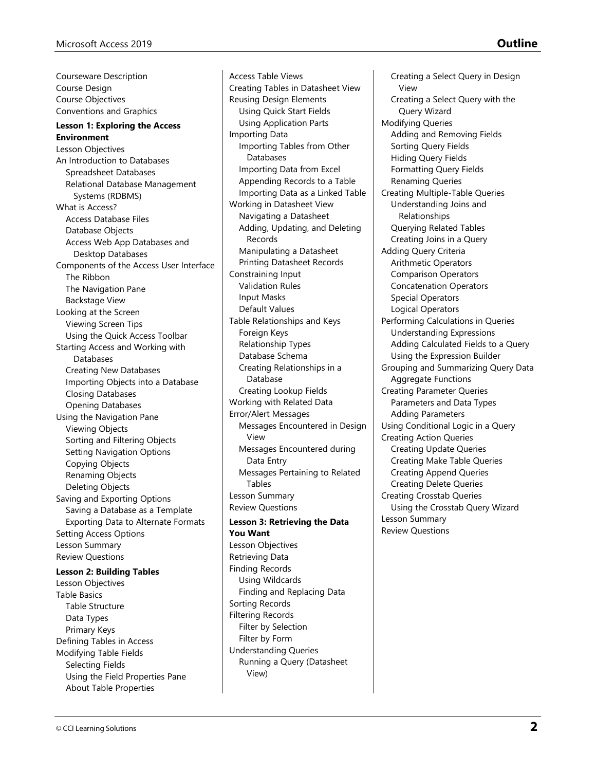# Outline

Courseware Description
Course Design
Course Objectives
Conventions and Graphics

**Lesson 1: Exploring the Access Environment**

Lesson Objectives
An Introduction to Databases
- Spreadsheet Databases
- Relational Database Management Systems (RDBMS)

What is Access?
- Access Database Files
- Database Objects
- Access Web App Databases and Desktop Databases

Components of the Access User Interface
- The Ribbon
- The Navigation Pane
- Backstage View

Looking at the Screen
- Viewing Screen Tips
- Using the Quick Access Toolbar

Starting Access and Working with Databases
- Creating New Databases
- Importing Objects into a Database
- Closing Databases
- Opening Databases

Using the Navigation Pane
- Viewing Objects
- Sorting and Filtering Objects
- Setting Navigation Options
- Copying Objects
- Renaming Objects
- Deleting Objects

Saving and Exporting Options
- Saving a Database as a Template
- Exporting Data to Alternate Formats

Setting Access Options
Lesson Summary
Review Questions

**Lesson 2: Building Tables**

Lesson Objectives
Table Basics
- Table Structure
- Data Types
- Primary Keys

Defining Tables in Access
Modifying Table Fields
- Selecting Fields
- Using the Field Properties Pane
- About Table Properties

Access Table Views
Creating Tables in Datasheet View
Reusing Design Elements
- Using Quick Start Fields
- Using Application Parts

Importing Data
- Importing Tables from Other Databases
- Importing Data from Excel
- Appending Records to a Table
- Importing Data as a Linked Table

Working in Datasheet View
- Navigating a Datasheet
- Adding, Updating, and Deleting Records
- Manipulating a Datasheet
- Printing Datasheet Records

Constraining Input
- Validation Rules
- Input Masks
- Default Values

Table Relationships and Keys
- Foreign Keys
- Relationship Types
- Database Schema
- Creating Relationships in a Database
- Creating Lookup Fields

Working with Related Data
Error/Alert Messages
- Messages Encountered in Design View
- Messages Encountered during Data Entry
- Messages Pertaining to Related Tables

Lesson Summary
Review Questions

**Lesson 3: Retrieving the Data You Want**

Lesson Objectives
Retrieving Data
Finding Records
- Using Wildcards
- Finding and Replacing Data

Sorting Records
Filtering Records
- Filter by Selection
- Filter by Form

Understanding Queries
- Running a Query (Datasheet View)
- Creating a Select Query in Design View
- Creating a Select Query with the Query Wizard

Modifying Queries
- Adding and Removing Fields
- Sorting Query Fields
- Hiding Query Fields
- Formatting Query Fields
- Renaming Queries

Creating Multiple-Table Queries
- Understanding Joins and Relationships
- Querying Related Tables
- Creating Joins in a Query

Adding Query Criteria
- Arithmetic Operators
- Comparison Operators
- Concatenation Operators
- Special Operators
- Logical Operators

Performing Calculations in Queries
- Understanding Expressions
- Adding Calculated Fields to a Query
- Using the Expression Builder

Grouping and Summarizing Query Data
- Aggregate Functions

Creating Parameter Queries
- Parameters and Data Types
- Adding Parameters

Using Conditional Logic in a Query
Creating Action Queries
- Creating Update Queries
- Creating Make Table Queries
- Creating Append Queries
- Creating Delete Queries

Creating Crosstab Queries
- Using the Crosstab Query Wizard

Lesson Summary
Review Questions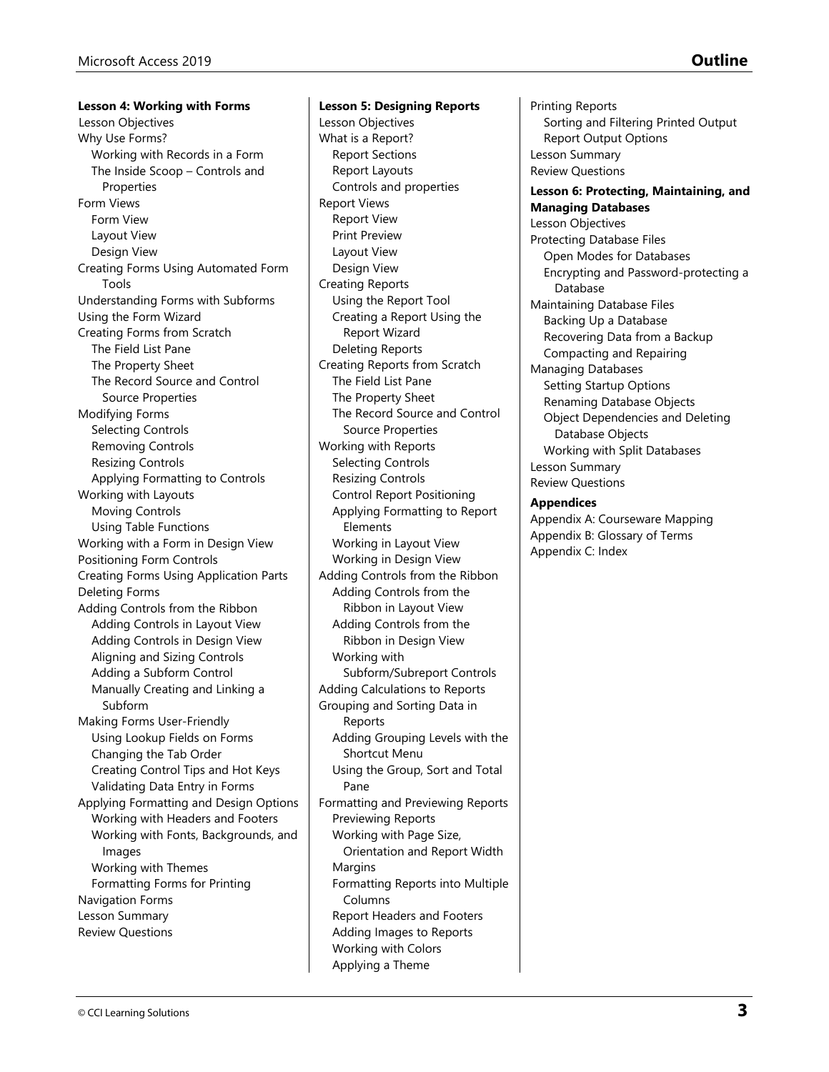**Lesson 4: Working with Forms**

- Lesson Objectives
- Why Use Forms?
  - Working with Records in a Form
  - The Inside Scoop – Controls and Properties
- Form Views
  - Form View
  - Layout View
  - Design View
- Creating Forms Using Automated Form Tools
- Understanding Forms with Subforms
- Using the Form Wizard
- Creating Forms from Scratch
  - The Field List Pane
  - The Property Sheet
  - The Record Source and Control Source Properties
- Modifying Forms
  - Selecting Controls
  - Removing Controls
  - Resizing Controls
  - Applying Formatting to Controls
- Working with Layouts
  - Moving Controls
  - Using Table Functions
- Working with a Form in Design View
- Positioning Form Controls
- Creating Forms Using Application Parts
- Deleting Forms
- Adding Controls from the Ribbon
  - Adding Controls in Layout View
  - Adding Controls in Design View
  - Aligning and Sizing Controls
  - Adding a Subform Control
  - Manually Creating and Linking a Subform
- Making Forms User-Friendly
  - Using Lookup Fields on Forms
  - Changing the Tab Order
  - Creating Control Tips and Hot Keys
  - Validating Data Entry in Forms
- Applying Formatting and Design Options
  - Working with Headers and Footers
  - Working with Fonts, Backgrounds, and Images
  - Working with Themes
  - Formatting Forms for Printing
- Navigation Forms
- Lesson Summary
- Review Questions

**Lesson 5: Designing Reports**

- Lesson Objectives
- What is a Report?
  - Report Sections
  - Report Layouts
  - Controls and properties
- Report Views
  - Report View
  - Print Preview
  - Layout View
  - Design View
- Creating Reports
  - Using the Report Tool
  - Creating a Report Using the Report Wizard
  - Deleting Reports
- Creating Reports from Scratch
  - The Field List Pane
  - The Property Sheet
  - The Record Source and Control Source Properties
- Working with Reports
  - Selecting Controls
  - Resizing Controls
  - Control Report Positioning
  - Applying Formatting to Report Elements
  - Working in Layout View
  - Working in Design View
- Adding Controls from the Ribbon
  - Adding Controls from the Ribbon in Layout View
  - Adding Controls from the Ribbon in Design View
  - Working with Subform/Subreport Controls
- Adding Calculations to Reports
- Grouping and Sorting Data in Reports
  - Adding Grouping Levels with the Shortcut Menu
  - Using the Group, Sort and Total Pane
- Formatting and Previewing Reports
  - Previewing Reports
  - Working with Page Size, Orientation and Report Width
  - Margins
  - Formatting Reports into Multiple Columns
  - Report Headers and Footers
  - Adding Images to Reports
  - Working with Colors
  - Applying a Theme
- Printing Reports
  - Sorting and Filtering Printed Output
  - Report Output Options
- Lesson Summary
- Review Questions

**Lesson 6: Protecting, Maintaining, and Managing Databases**

- Lesson Objectives
- Protecting Database Files
  - Open Modes for Databases
  - Encrypting and Password-protecting a Database
- Maintaining Database Files
  - Backing Up a Database
  - Recovering Data from a Backup
  - Compacting and Repairing
- Managing Databases
  - Setting Startup Options
  - Renaming Database Objects
  - Object Dependencies and Deleting Database Objects
  - Working with Split Databases
- Lesson Summary
- Review Questions

**Appendices**

- Appendix A: Courseware Mapping
- Appendix B: Glossary of Terms
- Appendix C: Index